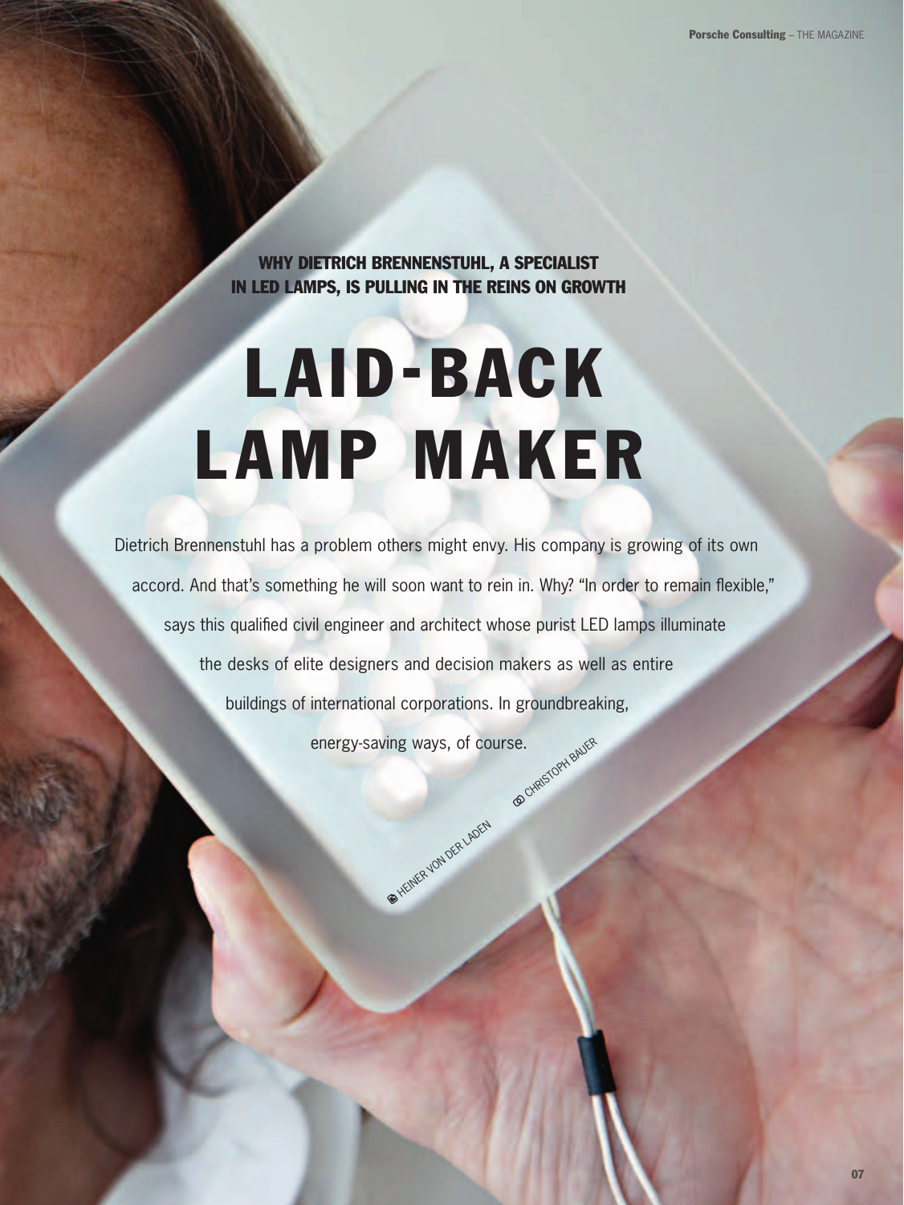**WHY DIETRICH BRENNENSTUHL, A SPECIALIST IN LED LAMPS, IS PULLING IN THE REINS ON GROWTH**

# LAID-BACK LAMP MAKER

Dietrich Brennenstuhl has a problem others might envy. His company is growing of its own accord. And that's something he will soon want to rein in. Why? "In order to remain flexible," says this qualified civil engineer and architect whose purist LED lamps illuminate the desks of elite designers and decision makers as well as entire buildings of international corporations. In groundbreaking, energy-saving ways, of course.

HEINER VON DER LADEN

CHRISTOPH BAUER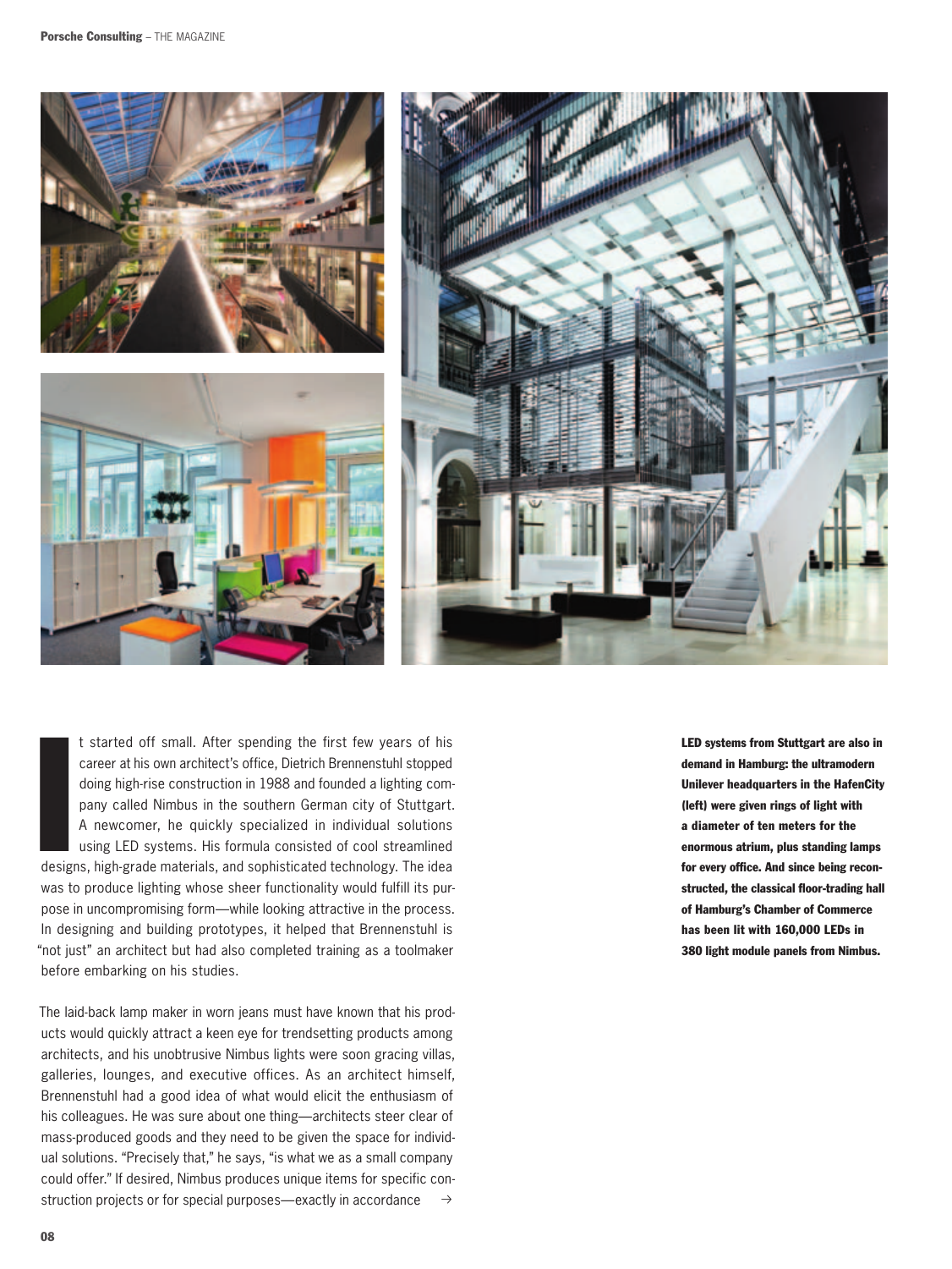It started off small. After spending the first few years of his career at his own architect's office, Dietrich Brennenstuhl stopped doing high-rise construction in 1988 and founded a lighting company called Nimbus in the southern German city of Stuttgart. A newcomer, he quickly specialized in individual solutions using LED systems. His formula consisted of cool streamlined designs, high-grade materials, and sophisticated technology. The idea was to produce lighting whose sheer functionality would fulfill its purpose in uncompromising form—while looking attractive in the process. In designing and building prototypes, it helped that Brennenstuhl is "not just" an architect but had also completed training as a toolmaker before embarking on his studies.

The laid-back lamp maker in worn jeans must have known that his products would quickly attract a keen eye for trendsetting products among architects, and his unobtrusive Nimbus lights were soon gracing villas, galleries, lounges, and executive offices. As an architect himself, Brennenstuhl had a good idea of what would elicit the enthusiasm of his colleagues. He was sure about one thing—architects steer clear of mass-produced goods and they need to be given the space for individual solutions. "Precisely that," he says, "is what we as a small company could offer." If desired, Nimbus produces unique items for specific construction projects or for special purposes—exactly in accordance →

**LED systems from Stuttgart are also in demand in Hamburg: the ultramodern Unilever headquarters in the HafenCity (left) were given rings of light with a diameter of ten meters for the enormous atrium, plus standing lamps for every office. And since being reconstructed, the classical floor-trading hall of Hamburg's Chamber of Commerce has been lit with 160,000 LEDs in 380 light module panels from Nimbus.**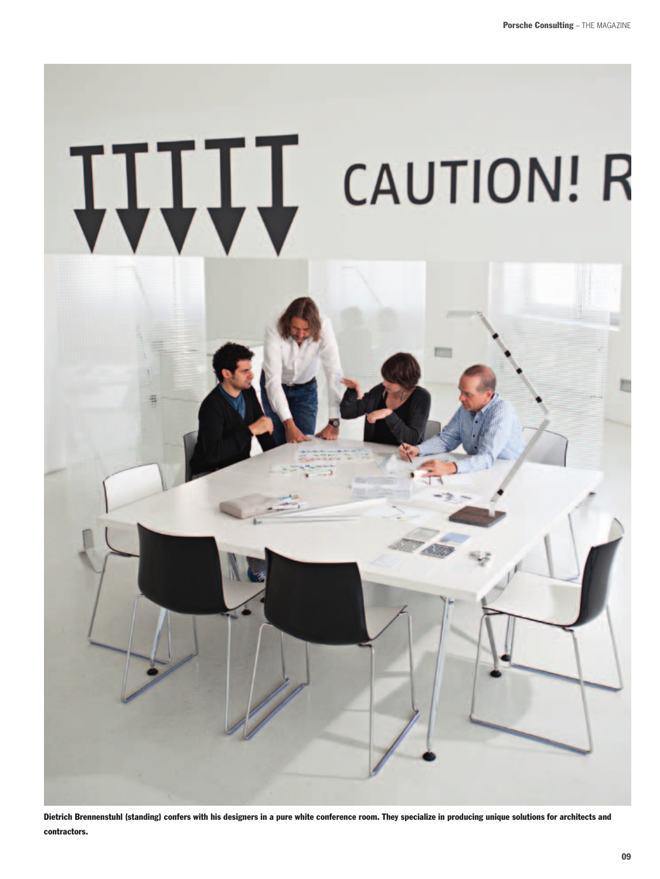**Dietrich Brennenstuhl (standing) confers with his designers in a pure white conference room. They specialize in producing unique solutions for architects and contractors.**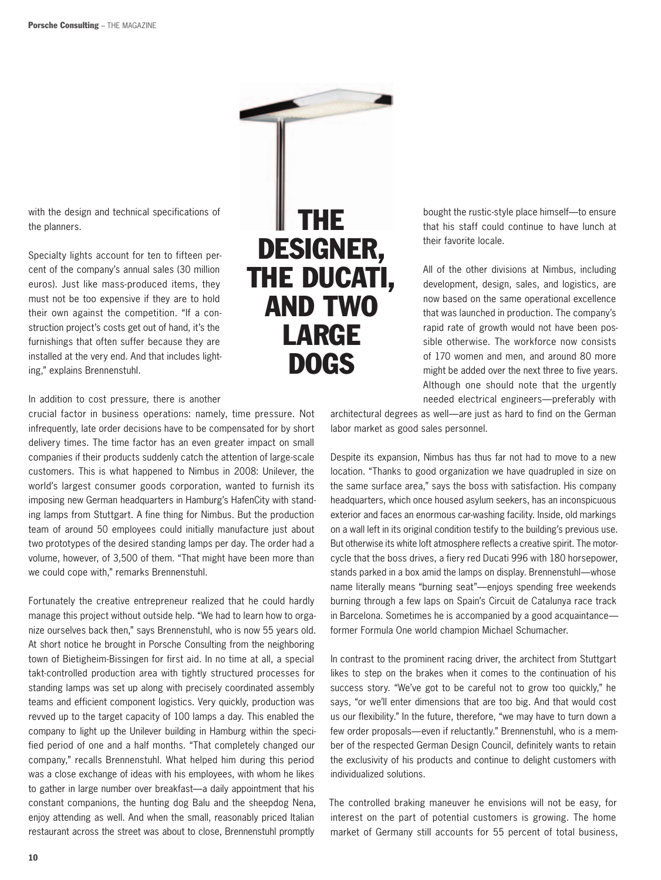with the design and technical specifications of the planners.

Specialty lights account for ten to fifteen percent of the company's annual sales (30 million euros). Just like mass-produced items, they must not be too expensive if they are to hold their own against the competition. "If a construction project's costs get out of hand, it's the furnishings that often suffer because they are installed at the very end. And that includes lighting," explains Brennenstuhl.

# THE DESIGNER, THE DUCATI, AND TWO LARGE DOGS

In addition to cost pressure, there is another crucial factor in business operations: namely, time pressure. Not infrequently, late order decisions have to be compensated for by short delivery times. The time factor has an even greater impact on small companies if their products suddenly catch the attention of large-scale customers. This is what happened to Nimbus in 2008: Unilever, the world's largest consumer goods corporation, wanted to furnish its imposing new German headquarters in Hamburg's HafenCity with standing lamps from Stuttgart. A fine thing for Nimbus. But the production team of around 50 employees could initially manufacture just about two prototypes of the desired standing lamps per day. The order had a volume, however, of 3,500 of them. "That might have been more than we could cope with," remarks Brennenstuhl.

Fortunately the creative entrepreneur realized that he could hardly manage this project without outside help. "We had to learn how to organize ourselves back then," says Brennenstuhl, who is now 55 years old. At short notice he brought in Porsche Consulting from the neighboring town of Bietigheim-Bissingen for first aid. In no time at all, a special takt-controlled production area with tightly structured processes for standing lamps was set up along with precisely coordinated assembly teams and efficient component logistics. Very quickly, production was revved up to the target capacity of 100 lamps a day. This enabled the company to light up the Unilever building in Hamburg within the specified period of one and a half months. "That completely changed our company," recalls Brennenstuhl. What helped him during this period was a close exchange of ideas with his employees, with whom he likes to gather in large number over breakfast—a daily appointment that his constant companions, the hunting dog Balu and the sheepdog Nena, enjoy attending as well. And when the small, reasonably priced Italian restaurant across the street was about to close, Brennenstuhl promptly bought the rustic-style place himself—to ensure that his staff could continue to have lunch at their favorite locale.

All of the other divisions at Nimbus, including development, design, sales, and logistics, are now based on the same operational excellence that was launched in production. The company's rapid rate of growth would not have been possible otherwise. The workforce now consists of 170 women and men, and around 80 more might be added over the next three to five years. Although one should note that the urgently needed electrical engineers—preferably with architectural degrees as well—are just as hard to find on the German labor market as good sales personnel.

Despite its expansion, Nimbus has thus far not had to move to a new location. "Thanks to good organization we have quadrupled in size on the same surface area," says the boss with satisfaction. His company headquarters, which once housed asylum seekers, has an inconspicuous exterior and faces an enormous car-washing facility. Inside, old markings on a wall left in its original condition testify to the building's previous use. But otherwise its white loft atmosphere reflects a creative spirit. The motorcycle that the boss drives, a fiery red Ducati 996 with 180 horsepower, stands parked in a box amid the lamps on display. Brennenstuhl—whose name literally means "burning seat"—enjoys spending free weekends burning through a few laps on Spain's Circuit de Catalunya race track in Barcelona. Sometimes he is accompanied by a good acquaintance—former Formula One world champion Michael Schumacher.

In contrast to the prominent racing driver, the architect from Stuttgart likes to step on the brakes when it comes to the continuation of his success story. "We've got to be careful not to grow too quickly," he says, "or we'll enter dimensions that are too big. And that would cost us our flexibility." In the future, therefore, "we may have to turn down a few order proposals—even if reluctantly." Brennenstuhl, who is a member of the respected German Design Council, definitely wants to retain the exclusivity of his products and continue to delight customers with individualized solutions.

The controlled braking maneuver he envisions will not be easy, for interest on the part of potential customers is growing. The home market of Germany still accounts for 55 percent of total business,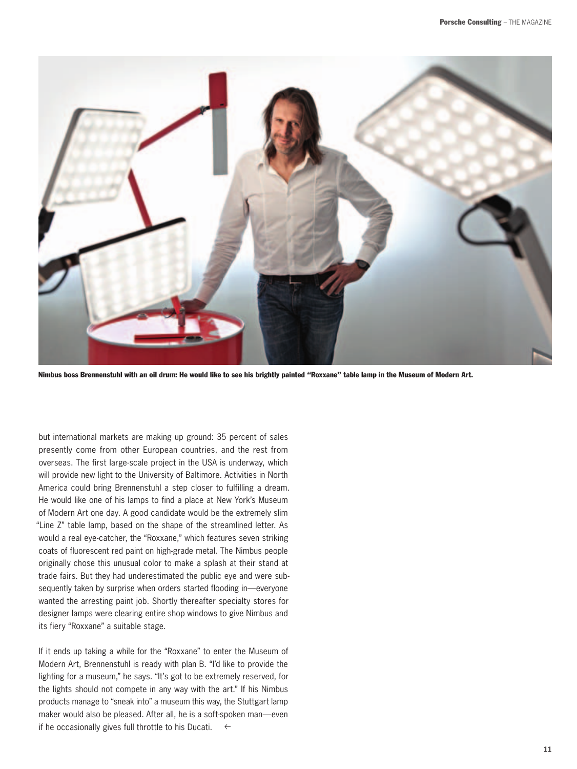**Nimbus boss Brennenstuhl with an oil drum: He would like to see his brightly painted "Roxxane" table lamp in the Museum of Modern Art.**

but international markets are making up ground: 35 percent of sales presently come from other European countries, and the rest from overseas. The first large-scale project in the USA is underway, which will provide new light to the University of Baltimore. Activities in North America could bring Brennenstuhl a step closer to fulfilling a dream. He would like one of his lamps to find a place at New York's Museum of Modern Art one day. A good candidate would be the extremely slim "Line Z" table lamp, based on the shape of the streamlined letter. As would a real eye-catcher, the "Roxxane," which features seven striking coats of fluorescent red paint on high-grade metal. The Nimbus people originally chose this unusual color to make a splash at their stand at trade fairs. But they had underestimated the public eye and were subsequently taken by surprise when orders started flooding in—everyone wanted the arresting paint job. Shortly thereafter specialty stores for designer lamps were clearing entire shop windows to give Nimbus and its fiery "Roxxane" a suitable stage.

If it ends up taking a while for the "Roxxane" to enter the Museum of Modern Art, Brennenstuhl is ready with plan B. "I'd like to provide the lighting for a museum," he says. "It's got to be extremely reserved, for the lights should not compete in any way with the art." If his Nimbus products manage to "sneak into" a museum this way, the Stuttgart lamp maker would also be pleased. After all, he is a soft-spoken man—even if he occasionally gives full throttle to his Ducati. ←